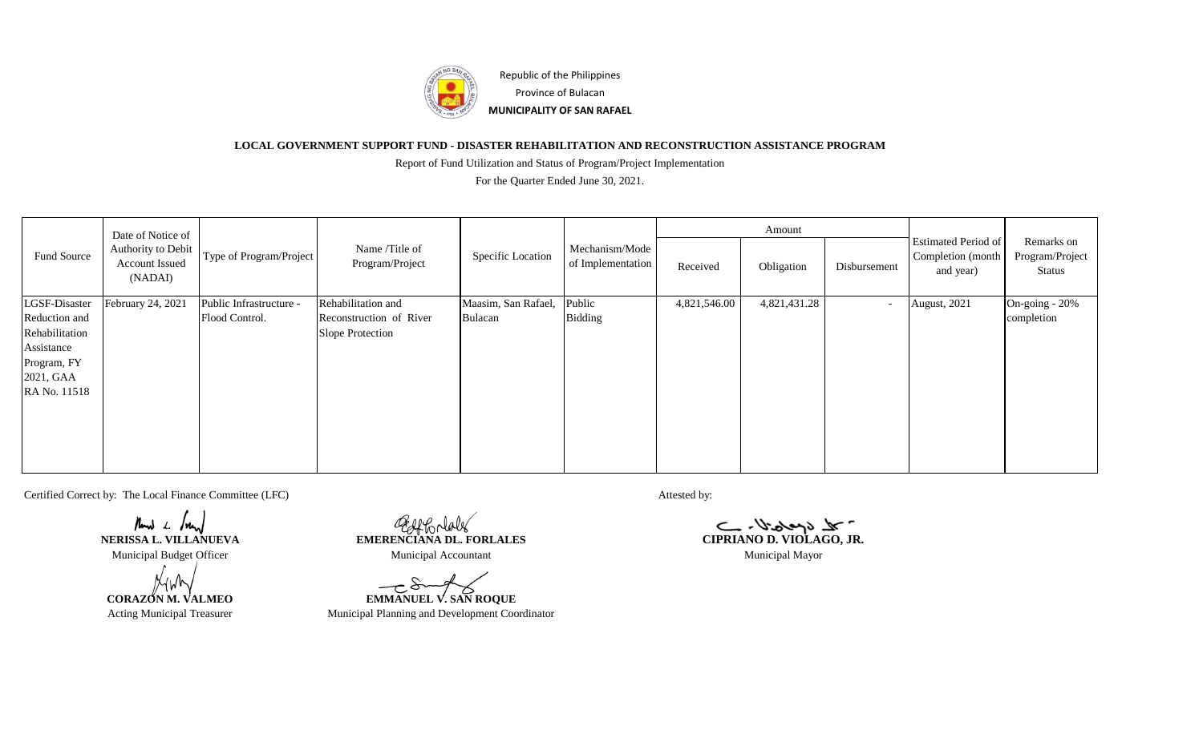Republic of the Philippines

Province of Bulacan

**MUNICIPALITY OF SAN RAFAEL**

**LOCAL GOVERNMENT SUPPORT FUND - DISASTER REHABILITATION AND RECONSTRUCTION ASSISTANCE PROGRAM**

Report of Fund Utilization and Status of Program/Project Implementation

For the Quarter Ended June 30, 2021.

| Fund Source | Date of Notice of Authority to Debit Account Issued (NADAI) | Type of Program/Project | Name /Title of Program/Project | Specific Location | Mechanism/Mode of Implementation | Amount | | | Estimated Period of Completion (month and year) | Remarks on Program/Project Status |
|---|---|---|---|---|---|---|---|---|---|---|
| | | | | | | Received | Obligation | Disbursement | | |
| LGSF-Disaster Reduction and Rehabilitation Assistance Program, FY 2021, GAA RA No. 11518 | February 24, 2021 | Public Infrastructure - Flood Control. | Rehabilitation and Reconstruction of River Slope Protection | Maasim, San Rafael, Bulacan | Public Bidding | 4,821,546.00 | 4,821,431.28 | - | August, 2021 | On-going - 20% completion |

Certified Correct by: The Local Finance Committee (LFC)

**NERISSA L. VILLANUEVA**
Municipal Budget Officer

**EMERENCIANA DL. FORLALES**
Municipal Accountant

**CORAZON M. VALMEO**
Acting Municipal Treasurer

**EMMANUEL V. SAN ROQUE**
Municipal Planning and Development Coordinator

Attested by:

**CIPRIANO D. VIOLAGO, JR.**
Municipal Mayor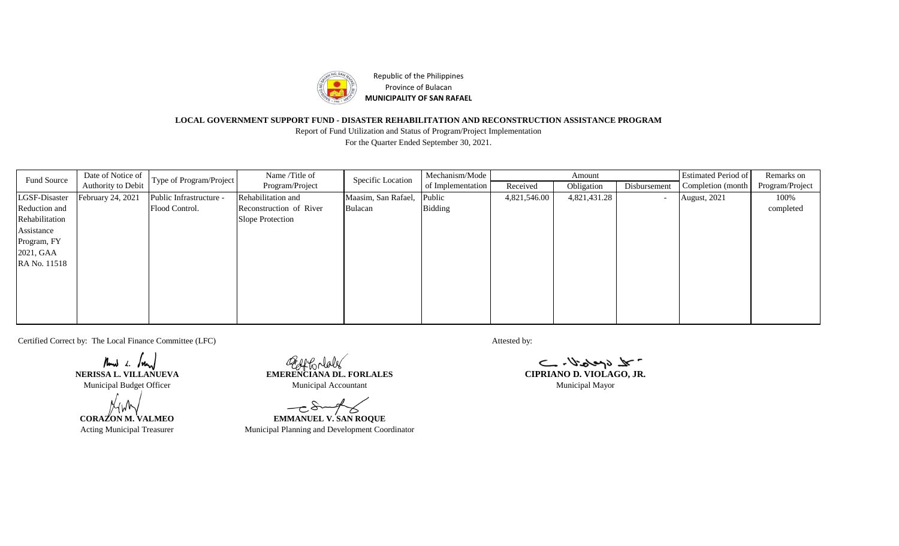Republic of the Philippines
Province of Bulacan
**MUNICIPALITY OF SAN RAFAEL**

**LOCAL GOVERNMENT SUPPORT FUND - DISASTER REHABILITATION AND RECONSTRUCTION ASSISTANCE PROGRAM**

Report of Fund Utilization and Status of Program/Project Implementation

For the Quarter Ended September 30, 2021.

| Fund Source | Date of Notice of Authority to Debit | Type of Program/Project | Name /Title of Program/Project | Specific Location | Mechanism/Mode of Implementation | Amount | | | Estimated Period of Completion (month | Remarks on Program/Project |
|---|---|---|---|---|---|---|---|---|---|---|
| | | | | | | Received | Obligation | Disbursement | | |
| LGSF-Disaster Reduction and Rehabilitation Assistance Program, FY 2021, GAA RA No. 11518 | February 24, 2021 | Public Infrastructure - Flood Control. | Rehabilitation and Reconstruction of River Slope Protection | Maasim, San Rafael, Bulacan | Public Bidding | 4,821,546.00 | 4,821,431.28 | - | August, 2021 | 100% completed |

Certified Correct by: The Local Finance Committee (LFC)

**NERISSA L. VILLANUEVA**
Municipal Budget Officer

**EMERENCIANA DL. FORLALES**
Municipal Accountant

**CORAZON M. VALMEO**
Acting Municipal Treasurer

**EMMANUEL V. SAN ROQUE**
Municipal Planning and Development Coordinator

Attested by:

**CIPRIANO D. VIOLAGO, JR.**
Municipal Mayor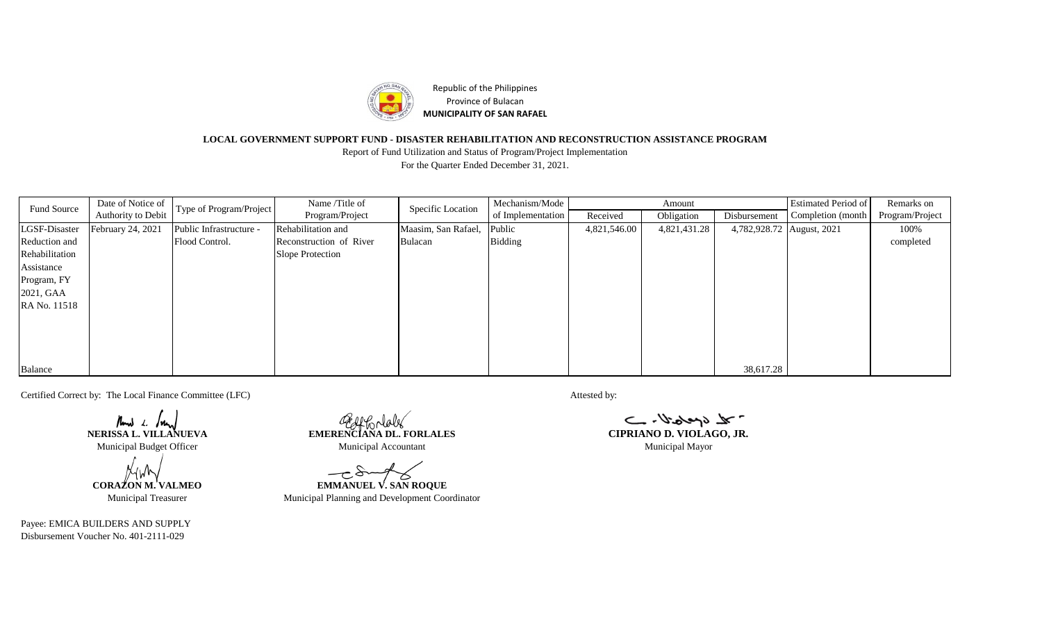Republic of the Philippines
Province of Bulacan
**MUNICIPALITY OF SAN RAFAEL**

**LOCAL GOVERNMENT SUPPORT FUND - DISASTER REHABILITATION AND RECONSTRUCTION ASSISTANCE PROGRAM**

Report of Fund Utilization and Status of Program/Project Implementation
For the Quarter Ended December 31, 2021.

| Fund Source | Date of Notice of Authority to Debit | Type of Program/Project | Name /Title of Program/Project | Specific Location | Mechanism/Mode of Implementation | Amount | | | Estimated Period of Completion (month | Remarks on Program/Project |
|---|---|---|---|---|---|---|---|---|---|---|
| | | | | | | Received | Obligation | Disbursement | | |
| LGSF-Disaster Reduction and Rehabilitation Assistance Program, FY 2021, GAA RA No. 11518 | February 24, 2021 | Public Infrastructure - Flood Control. | Rehabilitation and Reconstruction of River Slope Protection | Maasim, San Rafael, Bulacan | Public Bidding | 4,821,546.00 | 4,821,431.28 | 4,782,928.72 | August, 2021 | 100% completed |
| Balance | | | | | | | | 38,617.28 | | |

Certified Correct by: The Local Finance Committee (LFC)

**NERISSA L. VILLANUEVA**
Municipal Budget Officer

**EMERENCIANA DL. FORLALES**
Municipal Accountant

**CORAZON M. VALMEO**
Municipal Treasurer

**EMMANUEL V. SAN ROQUE**
Municipal Planning and Development Coordinator

Attested by:

**CIPRIANO D. VIOLAGO, JR.**
Municipal Mayor

Payee: EMICA BUILDERS AND SUPPLY
Disbursement Voucher No. 401-2111-029